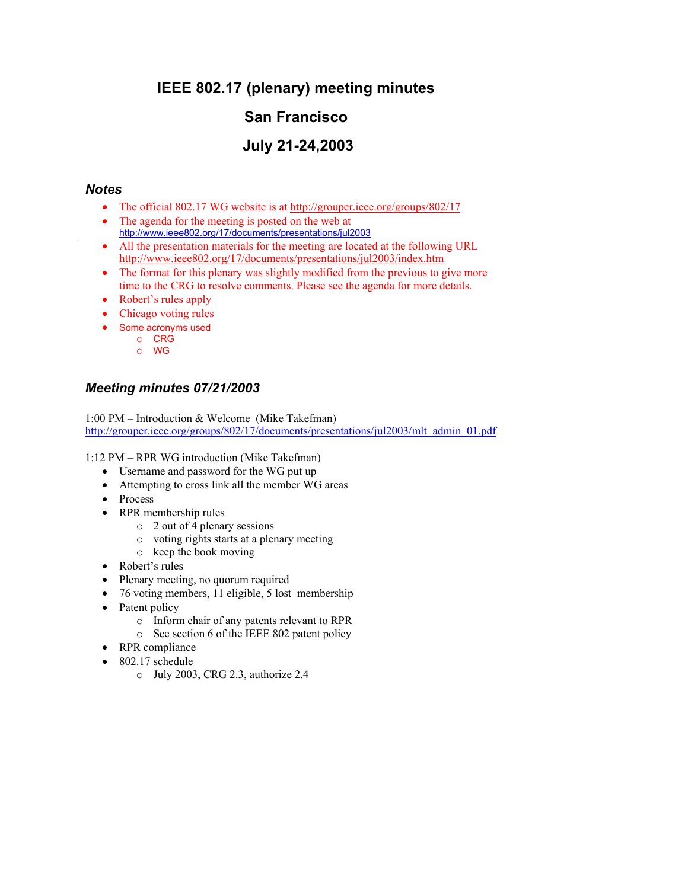# IEEE 802.17 (plenary) meeting minutes

## San Francisco

## July 21-24,2003

### *Notes*

- The official 802.17 WG website is at http://grouper.ieee.org/groups/802/17
- The agenda for the meeting is posted on the web at http://www.ieee802.org/17/documents/presentations/jul2003
- All the presentation materials for the meeting are located at the following URL http://www.ieee802.org/17/documents/presentations/jul2003/index.htm
- The format for this plenary was slightly modified from the previous to give more time to the CRG to resolve comments. Please see the agenda for more details.
- Robert's rules apply
- Chicago voting rules
- Some acronyms used
  - CRG
  - WG

### *Meeting minutes 07/21/2003*

1:00 PM – Introduction & Welcome (Mike Takefman)
http://grouper.ieee.org/groups/802/17/documents/presentations/jul2003/mlt_admin_01.pdf

1:12 PM – RPR WG introduction (Mike Takefman)

- Username and password for the WG put up
- Attempting to cross link all the member WG areas
- Process
- RPR membership rules
  - 2 out of 4 plenary sessions
  - voting rights starts at a plenary meeting
  - keep the book moving
- Robert's rules
- Plenary meeting, no quorum required
- 76 voting members, 11 eligible, 5 lost membership
- Patent policy
  - Inform chair of any patents relevant to RPR
  - See section 6 of the IEEE 802 patent policy
- RPR compliance
- 802.17 schedule
  - July 2003, CRG 2.3, authorize 2.4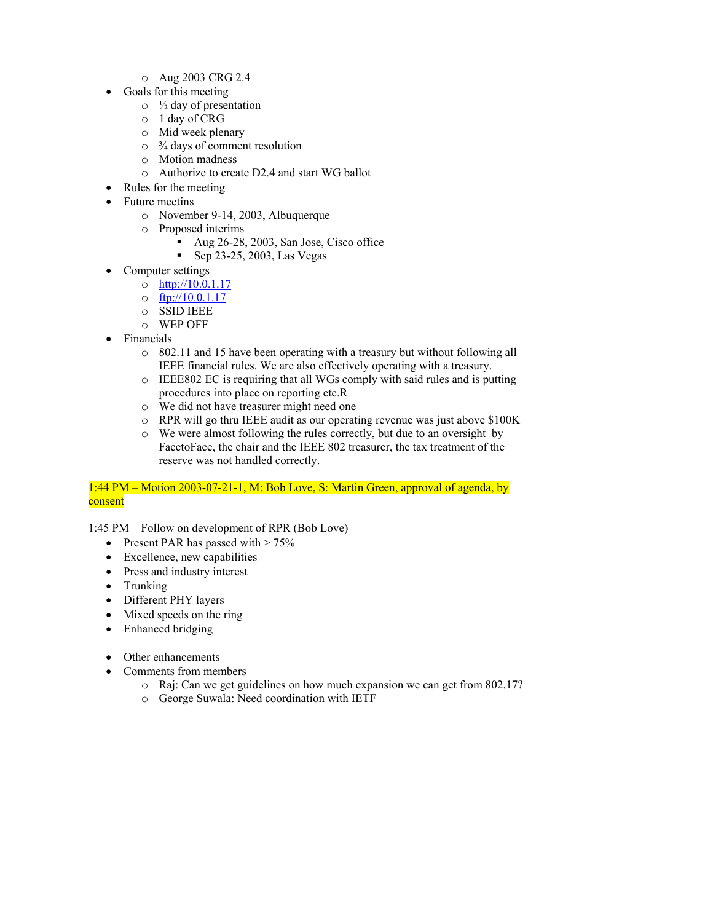- Aug 2003 CRG 2.4
- Goals for this meeting
    - ½ day of presentation
    - 1 day of CRG
    - Mid week plenary
    - ¾ days of comment resolution
    - Motion madness
    - Authorize to create D2.4 and start WG ballot
- Rules for the meeting
- Future meetins
    - November 9-14, 2003, Albuquerque
    - Proposed interims
        - Aug 26-28, 2003, San Jose, Cisco office
        - Sep 23-25, 2003, Las Vegas
- Computer settings
    - http://10.0.1.17
    - ftp://10.0.1.17
    - SSID IEEE
    - WEP OFF
- Financials
    - 802.11 and 15 have been operating with a treasury but without following all IEEE financial rules. We are also effectively operating with a treasury.
    - IEEE802 EC is requiring that all WGs comply with said rules and is putting procedures into place on reporting etc.R
    - We did not have treasurer might need one
    - RPR will go thru IEEE audit as our operating revenue was just above $100K
    - We were almost following the rules correctly, but due to an oversight by FacetoFace, the chair and the IEEE 802 treasurer, the tax treatment of the reserve was not handled correctly.

1:44 PM – Motion 2003-07-21-1, M: Bob Love, S: Martin Green, approval of agenda, by consent

1:45 PM – Follow on development of RPR (Bob Love)

- Present PAR has passed with > 75%
- Excellence, new capabilities
- Press and industry interest
- Trunking
- Different PHY layers
- Mixed speeds on the ring
- Enhanced bridging

- Other enhancements
- Comments from members
    - Raj: Can we get guidelines on how much expansion we can get from 802.17?
    - George Suwala: Need coordination with IETF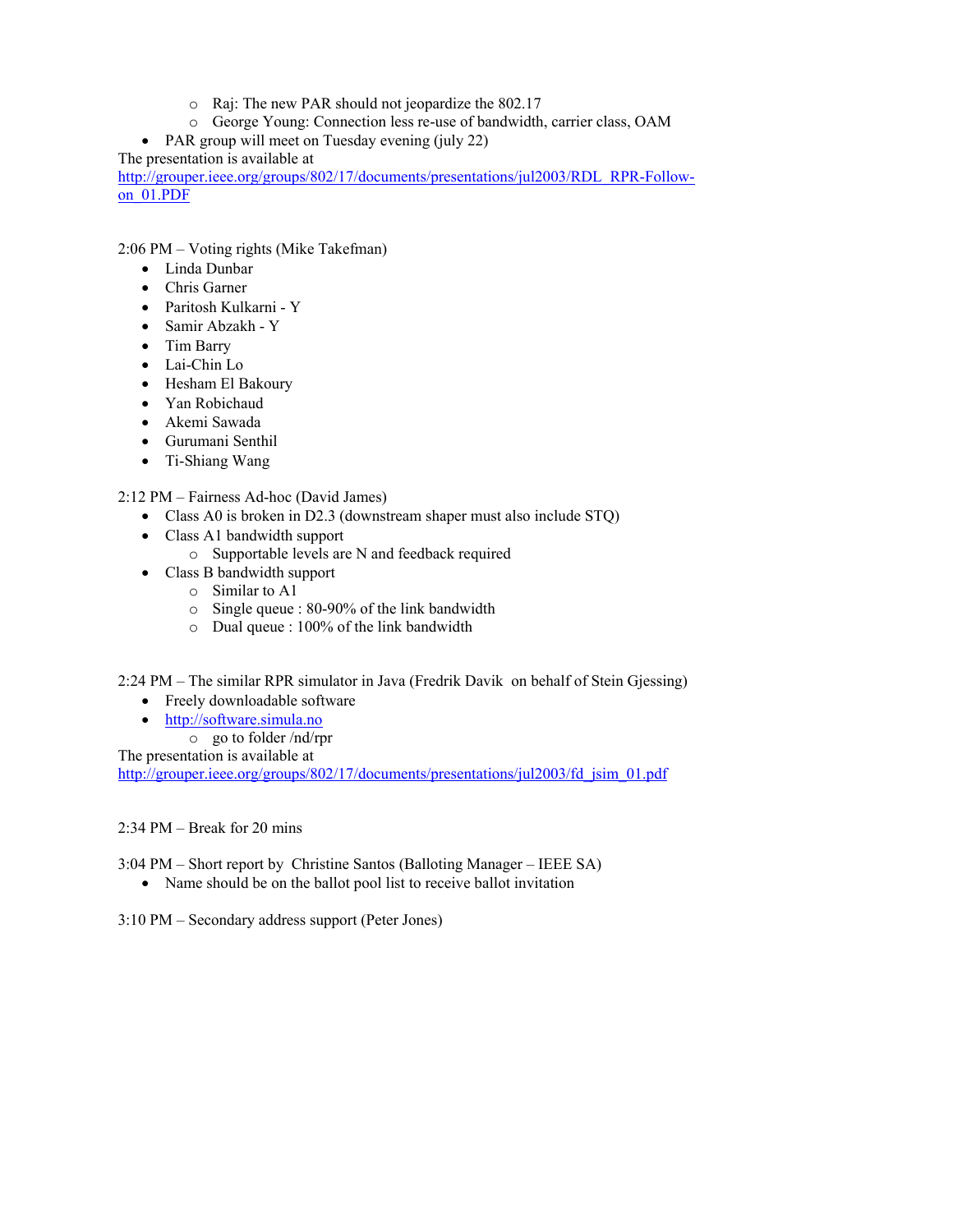- Raj: The new PAR should not jeopardize the 802.17
    - George Young: Connection less re-use of bandwidth, carrier class, OAM
- PAR group will meet on Tuesday evening (july 22)

The presentation is available at
http://grouper.ieee.org/groups/802/17/documents/presentations/jul2003/RDL_RPR-Follow-on_01.PDF

2:06 PM – Voting rights (Mike Takefman)

- Linda Dunbar
- Chris Garner
- Paritosh Kulkarni - Y
- Samir Abzakh - Y
- Tim Barry
- Lai-Chin Lo
- Hesham El Bakoury
- Yan Robichaud
- Akemi Sawada
- Gurumani Senthil
- Ti-Shiang Wang

2:12 PM – Fairness Ad-hoc (David James)

- Class A0 is broken in D2.3 (downstream shaper must also include STQ)
- Class A1 bandwidth support
    - Supportable levels are N and feedback required
- Class B bandwidth support
    - Similar to A1
    - Single queue : 80-90% of the link bandwidth
    - Dual queue : 100% of the link bandwidth

2:24 PM – The similar RPR simulator in Java (Fredrik Davik on behalf of Stein Gjessing)

- Freely downloadable software
- http://software.simula.no
    - go to folder /nd/rpr

The presentation is available at
http://grouper.ieee.org/groups/802/17/documents/presentations/jul2003/fd_jsim_01.pdf

2:34 PM – Break for 20 mins

3:04 PM – Short report by Christine Santos (Balloting Manager – IEEE SA)

- Name should be on the ballot pool list to receive ballot invitation

3:10 PM – Secondary address support (Peter Jones)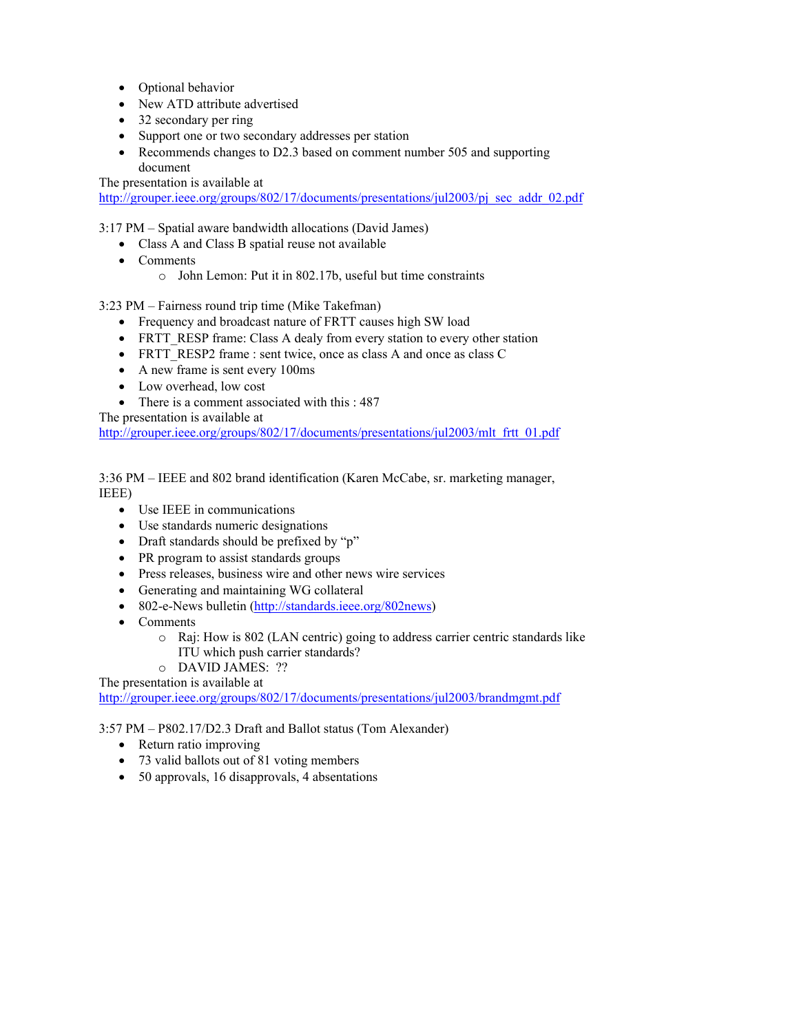- Optional behavior
- New ATD attribute advertised
- 32 secondary per ring
- Support one or two secondary addresses per station
- Recommends changes to D2.3 based on comment number 505 and supporting document

The presentation is available at
http://grouper.ieee.org/groups/802/17/documents/presentations/jul2003/pj_sec_addr_02.pdf

3:17 PM – Spatial aware bandwidth allocations (David James)

- Class A and Class B spatial reuse not available
- Comments
  - John Lemon: Put it in 802.17b, useful but time constraints

3:23 PM – Fairness round trip time (Mike Takefman)

- Frequency and broadcast nature of FRTT causes high SW load
- FRTT_RESP frame: Class A dealy from every station to every other station
- FRTT_RESP2 frame : sent twice, once as class A and once as class C
- A new frame is sent every 100ms
- Low overhead, low cost
- There is a comment associated with this : 487

The presentation is available at
http://grouper.ieee.org/groups/802/17/documents/presentations/jul2003/mlt_frtt_01.pdf

3:36 PM – IEEE and 802 brand identification (Karen McCabe, sr. marketing manager, IEEE)

- Use IEEE in communications
- Use standards numeric designations
- Draft standards should be prefixed by "p"
- PR program to assist standards groups
- Press releases, business wire and other news wire services
- Generating and maintaining WG collateral
- 802-e-News bulletin (http://standards.ieee.org/802news)
- Comments
  - Raj: How is 802 (LAN centric) going to address carrier centric standards like ITU which push carrier standards?
  - DAVID JAMES: ??

The presentation is available at
http://grouper.ieee.org/groups/802/17/documents/presentations/jul2003/brandmgmt.pdf

3:57 PM – P802.17/D2.3 Draft and Ballot status (Tom Alexander)

- Return ratio improving
- 73 valid ballots out of 81 voting members
- 50 approvals, 16 disapprovals, 4 absentations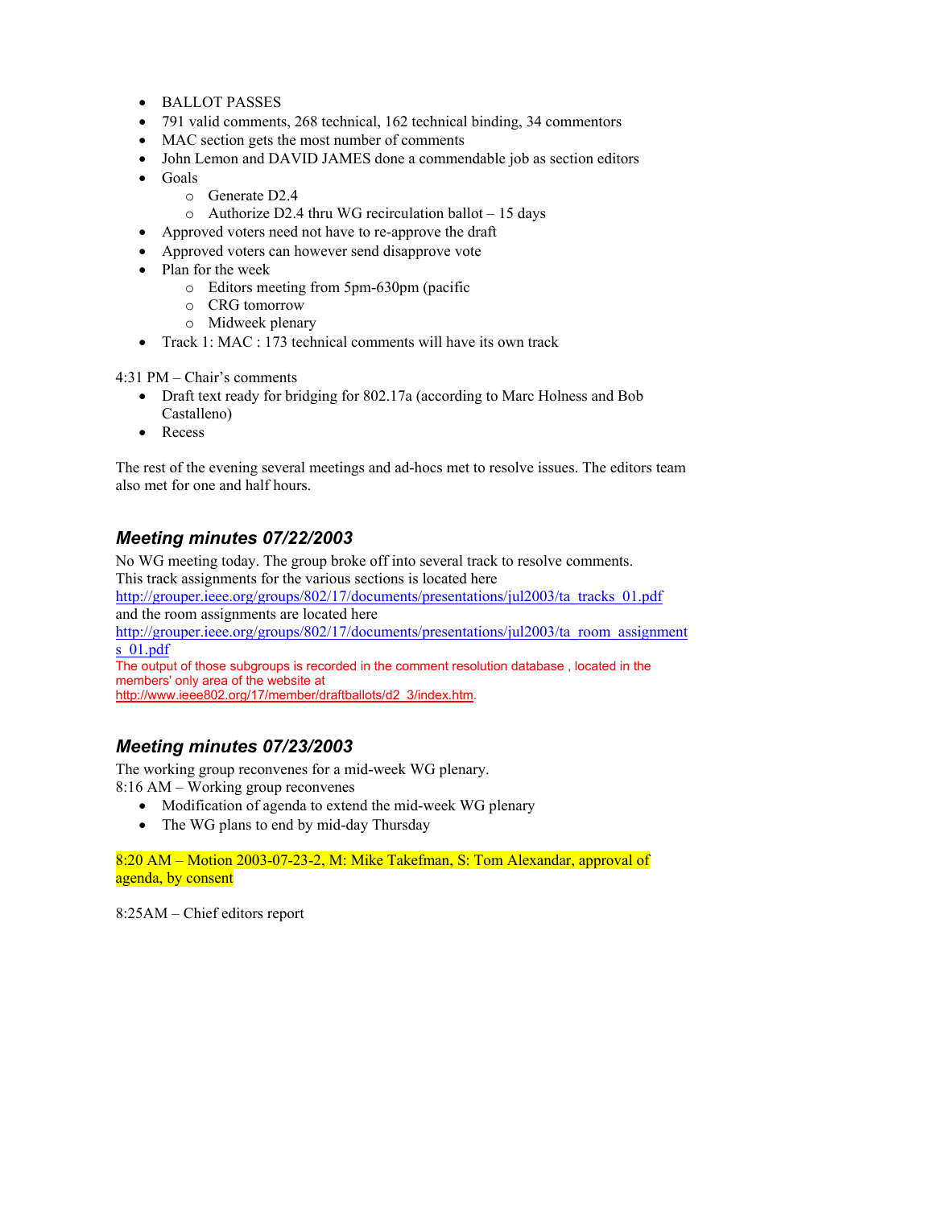- BALLOT PASSES
- 791 valid comments, 268 technical, 162 technical binding, 34 commentors
- MAC section gets the most number of comments
- John Lemon and DAVID JAMES done a commendable job as section editors
- Goals
  - Generate D2.4
  - Authorize D2.4 thru WG recirculation ballot – 15 days
- Approved voters need not have to re-approve the draft
- Approved voters can however send disapprove vote
- Plan for the week
  - Editors meeting from 5pm-630pm (pacific
  - CRG tomorrow
  - Midweek plenary
- Track 1: MAC : 173 technical comments will have its own track

4:31 PM – Chair's comments

- Draft text ready for bridging for 802.17a (according to Marc Holness and Bob Castalleno)
- Recess

The rest of the evening several meetings and ad-hocs met to resolve issues. The editors team also met for one and half hours.

## *Meeting minutes 07/22/2003*

No WG meeting today. The group broke off into several track to resolve comments.
This track assignments for the various sections is located here
http://grouper.ieee.org/groups/802/17/documents/presentations/jul2003/ta_tracks_01.pdf
and the room assignments are located here
http://grouper.ieee.org/groups/802/17/documents/presentations/jul2003/ta_room_assignments_01.pdf
The output of those subgroups is recorded in the comment resolution database , located in the members' only area of the website at
http://www.ieee802.org/17/member/draftballots/d2_3/index.htm.

## *Meeting minutes 07/23/2003*

The working group reconvenes for a mid-week WG plenary.
8:16 AM – Working group reconvenes

- Modification of agenda to extend the mid-week WG plenary
- The WG plans to end by mid-day Thursday

8:20 AM – Motion 2003-07-23-2, M: Mike Takefman, S: Tom Alexandar, approval of agenda, by consent

8:25AM – Chief editors report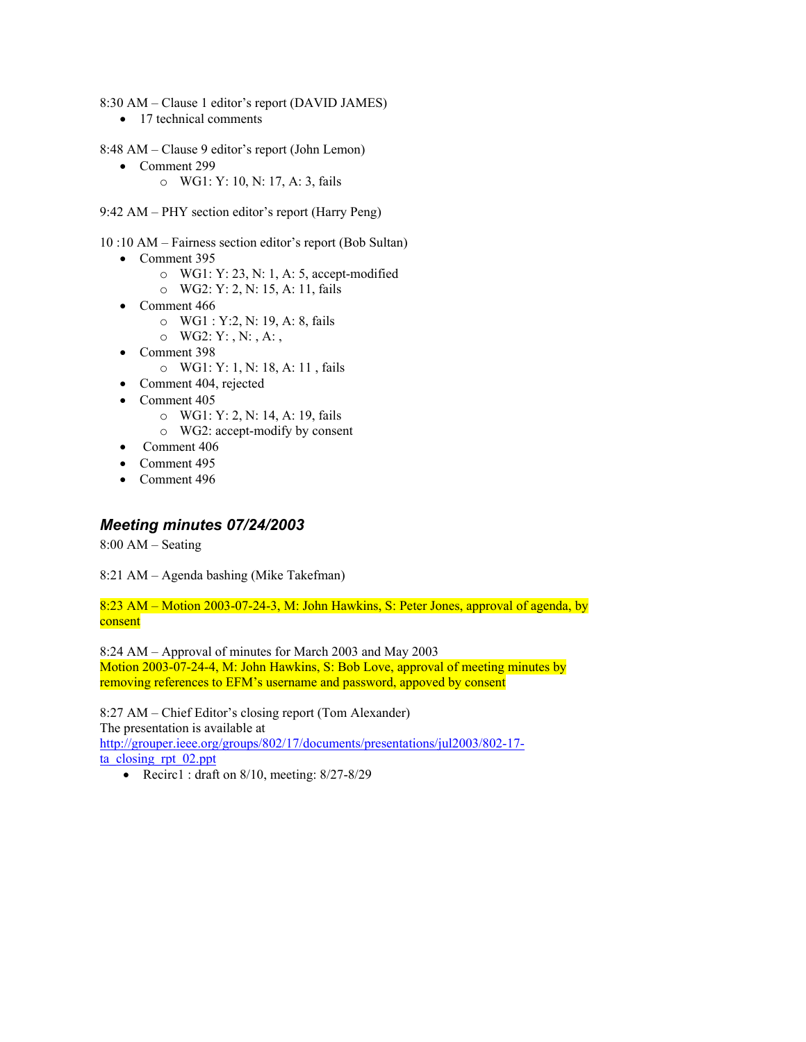8:30 AM – Clause 1 editor's report (DAVID JAMES)

- 17 technical comments

8:48 AM – Clause 9 editor's report (John Lemon)

- Comment 299
    - WG1: Y: 10, N: 17, A: 3, fails

9:42 AM – PHY section editor's report (Harry Peng)

10 :10 AM – Fairness section editor's report (Bob Sultan)

- Comment 395
    - WG1: Y: 23, N: 1, A: 5, accept-modified
    - WG2: Y: 2, N: 15, A: 11, fails
- Comment 466
    - WG1 : Y:2, N: 19, A: 8, fails
    - WG2: Y: , N: , A: ,
- Comment 398
    - WG1: Y: 1, N: 18, A: 11 , fails
- Comment 404, rejected
- Comment 405
    - WG1: Y: 2, N: 14, A: 19, fails
    - WG2: accept-modify by consent
- Comment 406
- Comment 495
- Comment 496

### *Meeting minutes 07/24/2003*

8:00 AM – Seating

8:21 AM – Agenda bashing (Mike Takefman)

8:23 AM – Motion 2003-07-24-3, M: John Hawkins, S: Peter Jones, approval of agenda, by consent

8:24 AM – Approval of minutes for March 2003 and May 2003
Motion 2003-07-24-4, M: John Hawkins, S: Bob Love, approval of meeting minutes by removing references to EFM's username and password, appoved by consent

8:27 AM – Chief Editor's closing report (Tom Alexander)
The presentation is available at
http://grouper.ieee.org/groups/802/17/documents/presentations/jul2003/802-17-ta_closing_rpt_02.ppt

- Recirc1 : draft on 8/10, meeting: 8/27-8/29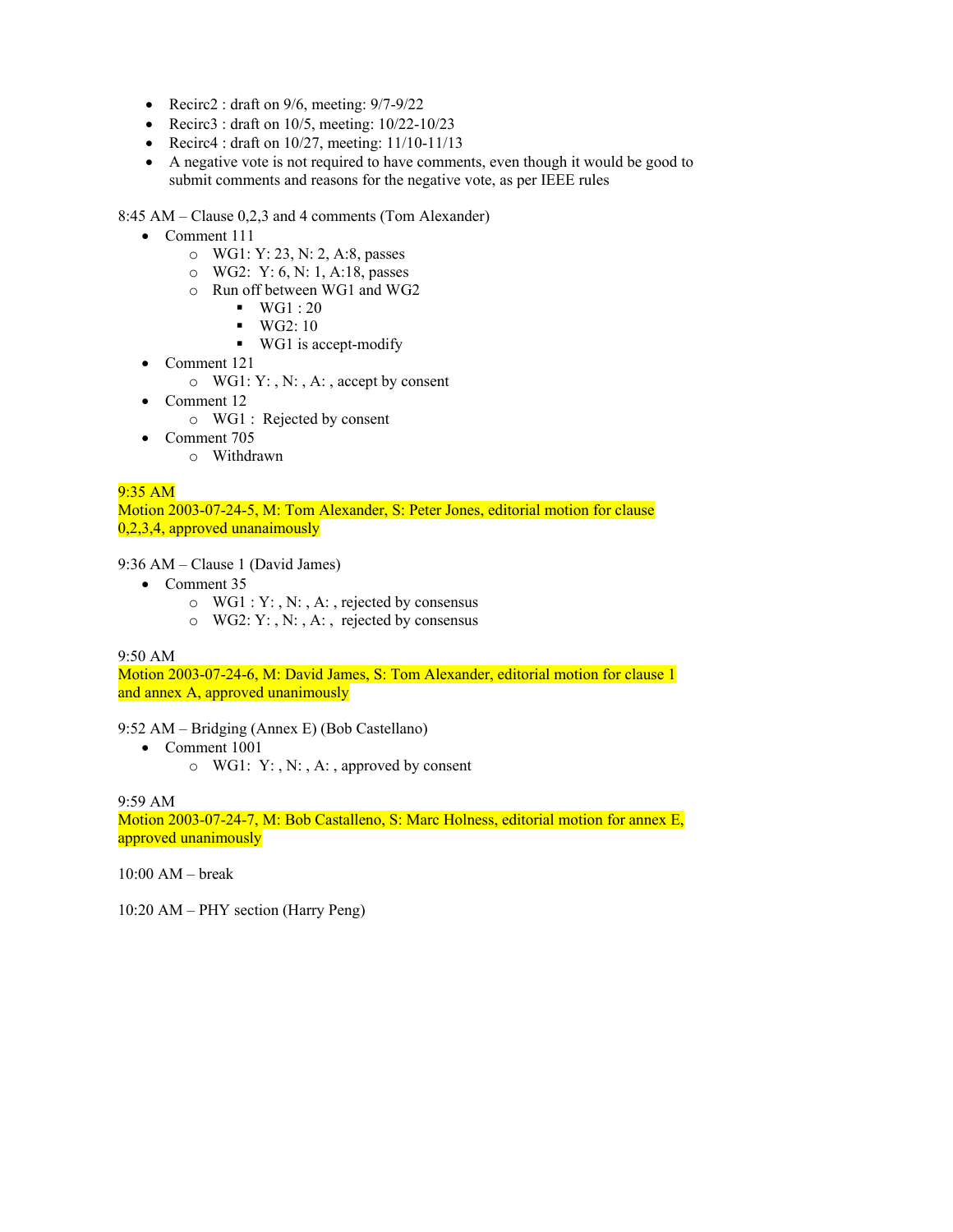- Recirc2 : draft on 9/6, meeting: 9/7-9/22
- Recirc3 : draft on 10/5, meeting: 10/22-10/23
- Recirc4 : draft on 10/27, meeting: 11/10-11/13
- A negative vote is not required to have comments, even though it would be good to submit comments and reasons for the negative vote, as per IEEE rules

8:45 AM – Clause 0,2,3 and 4 comments (Tom Alexander)

- Comment 111
    - WG1: Y: 23, N: 2, A:8, passes
    - WG2: Y: 6, N: 1, A:18, passes
    - Run off between WG1 and WG2
        - WG1 : 20
        - WG2: 10
        - WG1 is accept-modify
- Comment 121
    - WG1: Y: , N: , A: , accept by consent
- Comment 12
    - WG1 : Rejected by consent
- Comment 705
    - Withdrawn

9:35 AM
Motion 2003-07-24-5, M: Tom Alexander, S: Peter Jones, editorial motion for clause 0,2,3,4, approved unanaimously

9:36 AM – Clause 1 (David James)

- Comment 35
    - WG1 : Y: , N: , A: , rejected by consensus
    - WG2: Y: , N: , A: , rejected by consensus

9:50 AM
Motion 2003-07-24-6, M: David James, S: Tom Alexander, editorial motion for clause 1 and annex A, approved unanimously

9:52 AM – Bridging (Annex E) (Bob Castellano)

- Comment 1001
    - WG1: Y: , N: , A: , approved by consent

9:59 AM
Motion 2003-07-24-7, M: Bob Castalleno, S: Marc Holness, editorial motion for annex E, approved unanimously

10:00 AM – break

10:20 AM – PHY section (Harry Peng)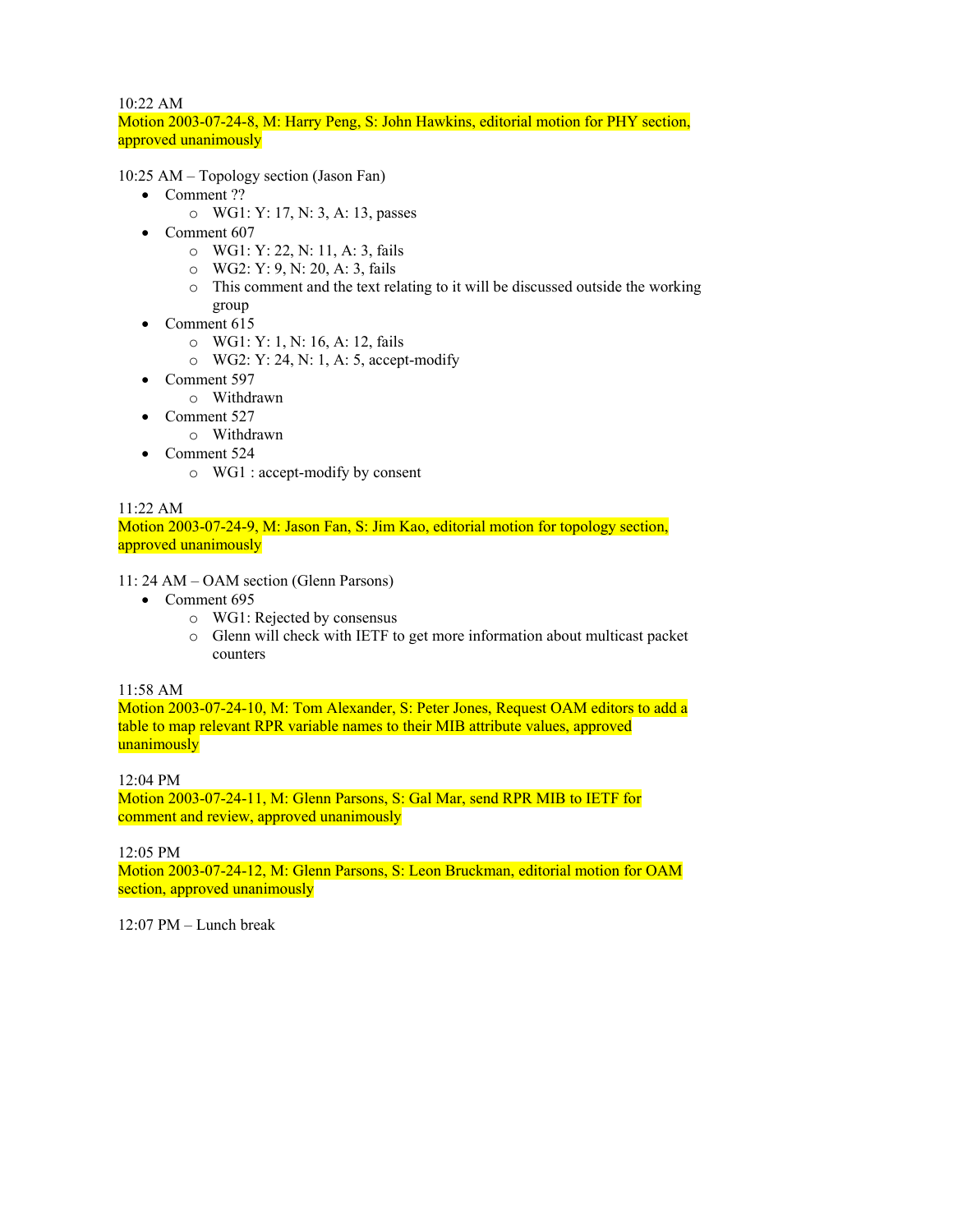10:22 AM
Motion 2003-07-24-8, M: Harry Peng, S: John Hawkins, editorial motion for PHY section, approved unanimously

10:25 AM – Topology section (Jason Fan)

- Comment ??
  - WG1: Y: 17, N: 3, A: 13, passes
- Comment 607
  - WG1: Y: 22, N: 11, A: 3, fails
  - WG2: Y: 9, N: 20, A: 3, fails
  - This comment and the text relating to it will be discussed outside the working group
- Comment 615
  - WG1: Y: 1, N: 16, A: 12, fails
  - WG2: Y: 24, N: 1, A: 5, accept-modify
- Comment 597
  - Withdrawn
- Comment 527
  - Withdrawn
- Comment 524
  - WG1 : accept-modify by consent

11:22 AM
Motion 2003-07-24-9, M: Jason Fan, S: Jim Kao, editorial motion for topology section, approved unanimously

11: 24 AM – OAM section (Glenn Parsons)

- Comment 695
  - WG1: Rejected by consensus
  - Glenn will check with IETF to get more information about multicast packet counters

11:58 AM
Motion 2003-07-24-10, M: Tom Alexander, S: Peter Jones, Request OAM editors to add a table to map relevant RPR variable names to their MIB attribute values, approved unanimously

12:04 PM
Motion 2003-07-24-11, M: Glenn Parsons, S: Gal Mar, send RPR MIB to IETF for comment and review, approved unanimously

12:05 PM
Motion 2003-07-24-12, M: Glenn Parsons, S: Leon Bruckman, editorial motion for OAM section, approved unanimously

12:07 PM – Lunch break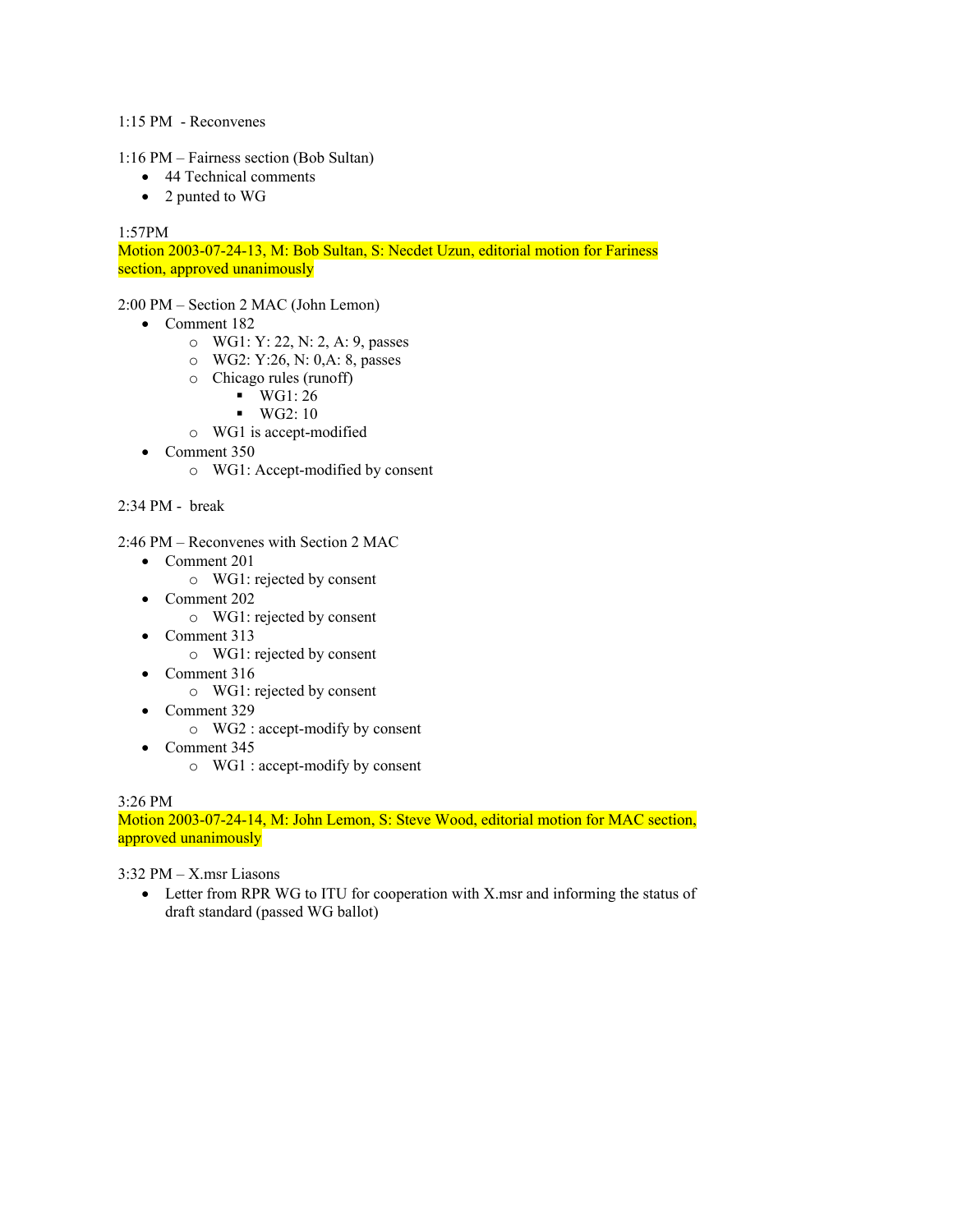1:15 PM - Reconvenes

1:16 PM – Fairness section (Bob Sultan)

- 44 Technical comments
- 2 punted to WG

1:57PM

Motion 2003-07-24-13, M: Bob Sultan, S: Necdet Uzun, editorial motion for Fariness section, approved unanimously

2:00 PM – Section 2 MAC (John Lemon)

- Comment 182
  - WG1: Y: 22, N: 2, A: 9, passes
  - WG2: Y:26, N: 0,A: 8, passes
  - Chicago rules (runoff)
    - WG1: 26
    - WG2: 10
  - WG1 is accept-modified
- Comment 350
  - WG1: Accept-modified by consent

2:34 PM - break

2:46 PM – Reconvenes with Section 2 MAC

- Comment 201
  - WG1: rejected by consent
- Comment 202
  - WG1: rejected by consent
- Comment 313
  - WG1: rejected by consent
- Comment 316
  - WG1: rejected by consent
- Comment 329
  - WG2 : accept-modify by consent
- Comment 345
  - WG1 : accept-modify by consent

3:26 PM

Motion 2003-07-24-14, M: John Lemon, S: Steve Wood, editorial motion for MAC section, approved unanimously

3:32 PM – X.msr Liasons

- Letter from RPR WG to ITU for cooperation with X.msr and informing the status of draft standard (passed WG ballot)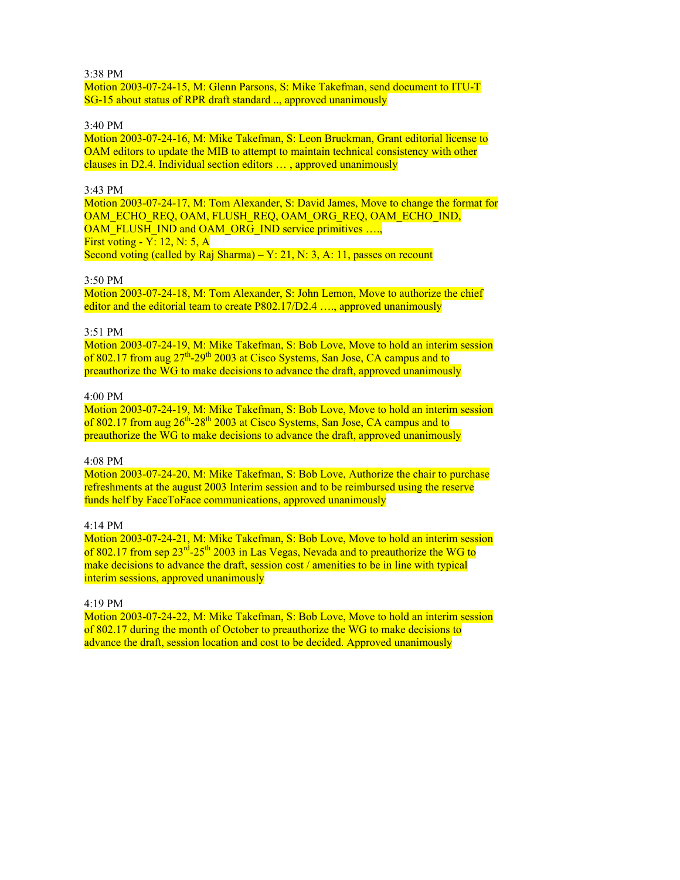3:38 PM

Motion 2003-07-24-15, M: Glenn Parsons, S: Mike Takefman, send document to ITU-T SG-15 about status of RPR draft standard .., approved unanimously

3:40 PM

Motion 2003-07-24-16, M: Mike Takefman, S: Leon Bruckman, Grant editorial license to OAM editors to update the MIB to attempt to maintain technical consistency with other clauses in D2.4. Individual section editors … , approved unanimously

3:43 PM

Motion 2003-07-24-17, M: Tom Alexander, S: David James, Move to change the format for OAM_ECHO_REQ, OAM, FLUSH_REQ, OAM_ORG_REQ, OAM_ECHO_IND, OAM_FLUSH_IND and OAM_ORG_IND service primitives ….,
First voting - Y: 12, N: 5, A
Second voting (called by Raj Sharma) – Y: 21, N: 3, A: 11, passes on recount

3:50 PM

Motion 2003-07-24-18, M: Tom Alexander, S: John Lemon, Move to authorize the chief editor and the editorial team to create P802.17/D2.4 …., approved unanimously

3:51 PM

Motion 2003-07-24-19, M: Mike Takefman, S: Bob Love, Move to hold an interim session of 802.17 from aug 27th-29th 2003 at Cisco Systems, San Jose, CA campus and to preauthorize the WG to make decisions to advance the draft, approved unanimously

4:00 PM

Motion 2003-07-24-19, M: Mike Takefman, S: Bob Love, Move to hold an interim session of 802.17 from aug 26th-28th 2003 at Cisco Systems, San Jose, CA campus and to preauthorize the WG to make decisions to advance the draft, approved unanimously

4:08 PM

Motion 2003-07-24-20, M: Mike Takefman, S: Bob Love, Authorize the chair to purchase refreshments at the august 2003 Interim session and to be reimbursed using the reserve funds helf by FaceToFace communications, approved unanimously

4:14 PM

Motion 2003-07-24-21, M: Mike Takefman, S: Bob Love, Move to hold an interim session of 802.17 from sep 23rd-25th 2003 in Las Vegas, Nevada and to preauthorize the WG to make decisions to advance the draft, session cost / amenities to be in line with typical interim sessions, approved unanimously

4:19 PM

Motion 2003-07-24-22, M: Mike Takefman, S: Bob Love, Move to hold an interim session of 802.17 during the month of October to preauthorize the WG to make decisions to advance the draft, session location and cost to be decided. Approved unanimously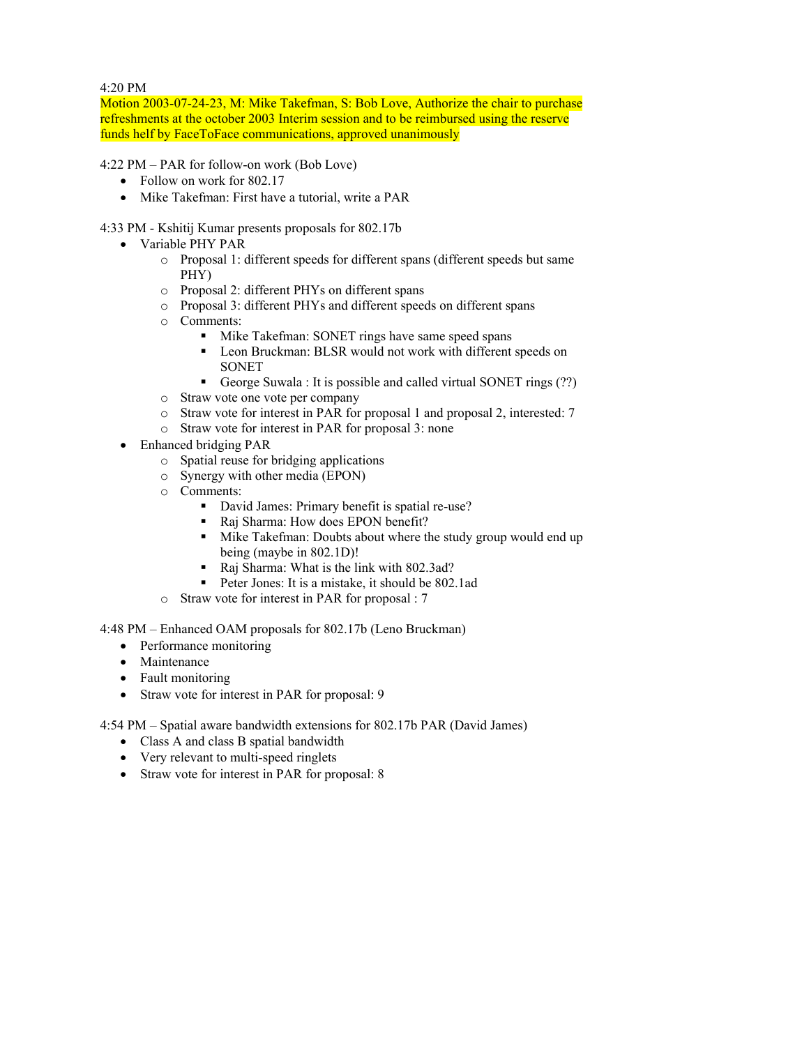4:20 PM

Motion 2003-07-24-23, M: Mike Takefman, S: Bob Love, Authorize the chair to purchase refreshments at the october 2003 Interim session and to be reimbursed using the reserve funds helf by FaceToFace communications, approved unanimously

4:22 PM – PAR for follow-on work (Bob Love)

- Follow on work for 802.17
- Mike Takefman: First have a tutorial, write a PAR

4:33 PM - Kshitij Kumar presents proposals for 802.17b

- Variable PHY PAR
  - Proposal 1: different speeds for different spans (different speeds but same PHY)
  - Proposal 2: different PHYs on different spans
  - Proposal 3: different PHYs and different speeds on different spans
  - Comments:
    - Mike Takefman: SONET rings have same speed spans
    - Leon Bruckman: BLSR would not work with different speeds on SONET
    - George Suwala : It is possible and called virtual SONET rings (??)
  - Straw vote one vote per company
  - Straw vote for interest in PAR for proposal 1 and proposal 2, interested: 7
  - Straw vote for interest in PAR for proposal 3: none
- Enhanced bridging PAR
  - Spatial reuse for bridging applications
  - Synergy with other media (EPON)
  - Comments:
    - David James: Primary benefit is spatial re-use?
    - Raj Sharma: How does EPON benefit?
    - Mike Takefman: Doubts about where the study group would end up being (maybe in 802.1D)!
    - Raj Sharma: What is the link with 802.3ad?
    - Peter Jones: It is a mistake, it should be 802.1ad
  - Straw vote for interest in PAR for proposal : 7

4:48 PM – Enhanced OAM proposals for 802.17b (Leno Bruckman)

- Performance monitoring
- Maintenance
- Fault monitoring
- Straw vote for interest in PAR for proposal: 9

4:54 PM – Spatial aware bandwidth extensions for 802.17b PAR (David James)

- Class A and class B spatial bandwidth
- Very relevant to multi-speed ringlets
- Straw vote for interest in PAR for proposal: 8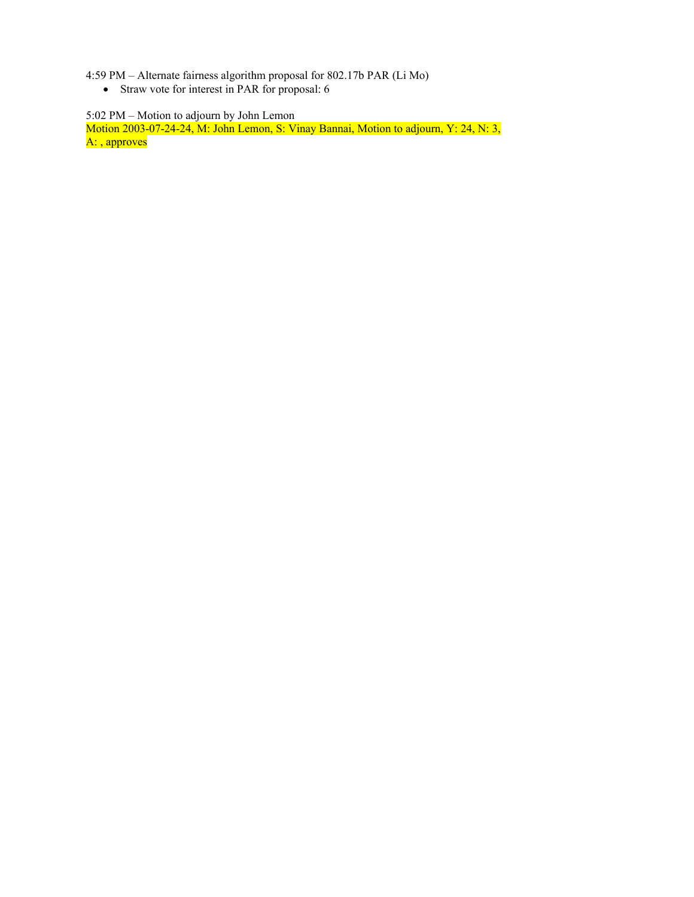4:59 PM – Alternate fairness algorithm proposal for 802.17b PAR (Li Mo)

- Straw vote for interest in PAR for proposal: 6

5:02 PM – Motion to adjourn by John Lemon
Motion 2003-07-24-24, M: John Lemon, S: Vinay Bannai, Motion to adjourn, Y: 24, N: 3, A: , approves